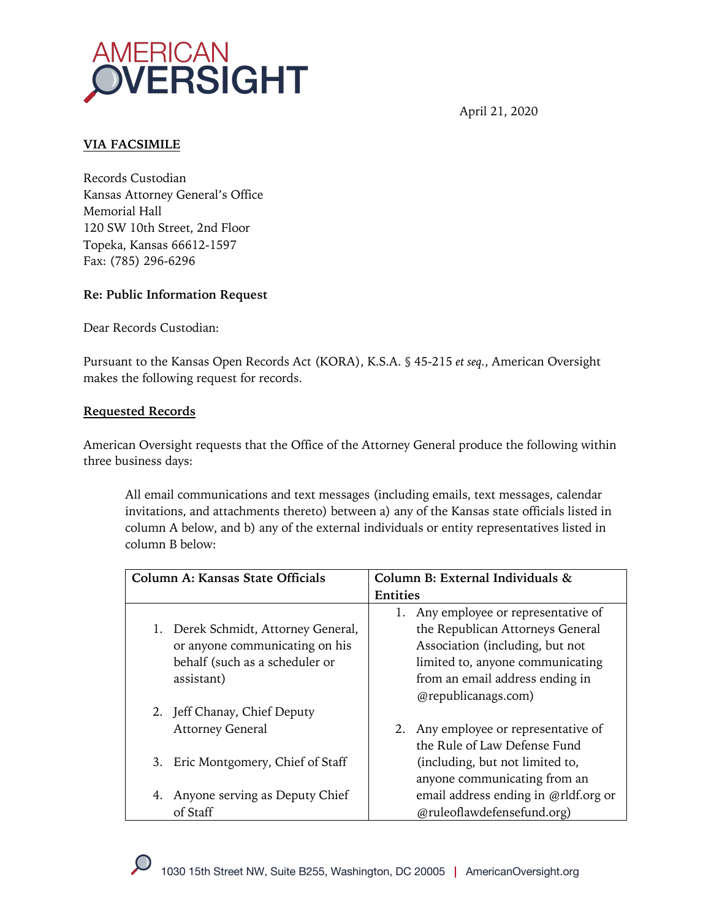AMERICAN OVERSIGHT

April 21, 2020

**VIA FACSIMILE**

Records Custodian
Kansas Attorney General's Office
Memorial Hall
120 SW 10th Street, 2nd Floor
Topeka, Kansas 66612-1597
Fax: (785) 296-6296

**Re: Public Information Request**

Dear Records Custodian:

Pursuant to the Kansas Open Records Act (KORA), K.S.A. § 45-215 *et seq.*, American Oversight makes the following request for records.

**Requested Records**

American Oversight requests that the Office of the Attorney General produce the following within three business days:

> All email communications and text messages (including emails, text messages, calendar invitations, and attachments thereto) between a) any of the Kansas state officials listed in column A below, and b) any of the external individuals or entity representatives listed in column B below:

| Column A: Kansas State Officials | Column B: External Individuals & Entities |
|---|---|
| 1. Derek Schmidt, Attorney General, or anyone communicating on his behalf (such as a scheduler or assistant)<br>2. Jeff Chanay, Chief Deputy Attorney General<br>3. Eric Montgomery, Chief of Staff<br>4. Anyone serving as Deputy Chief of Staff | 1. Any employee or representative of the Republican Attorneys General Association (including, but not limited to, anyone communicating from an email address ending in @republicanags.com)<br>2. Any employee or representative of the Rule of Law Defense Fund (including, but not limited to, anyone communicating from an email address ending in @rldf.org or @ruleoflawdefensefund.org) |

1030 15th Street NW, Suite B255, Washington, DC 20005 | AmericanOversight.org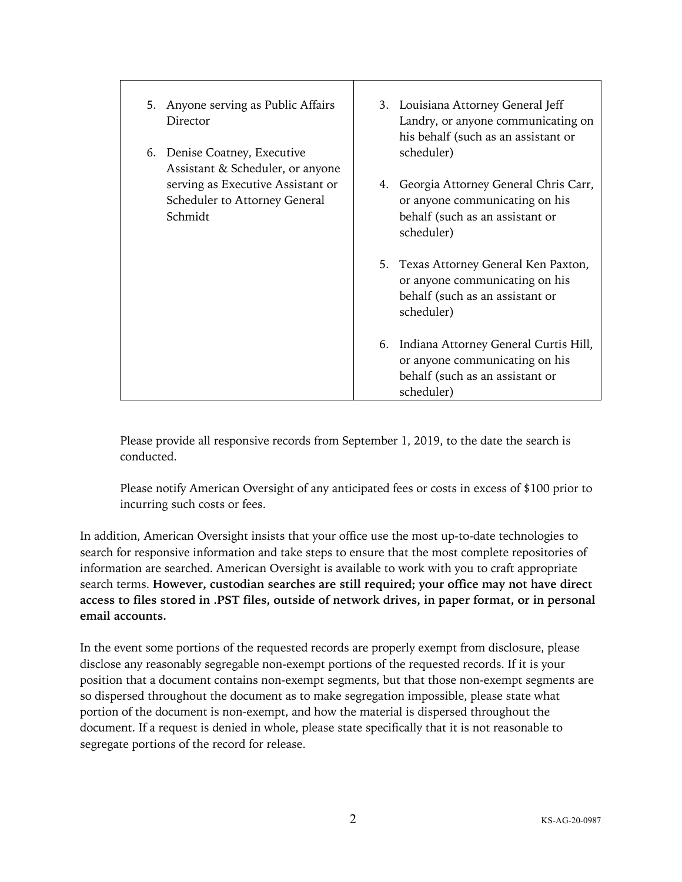| | |
|---|---|
| 5. Anyone serving as Public Affairs Director<br><br>6. Denise Coatney, Executive Assistant & Scheduler, or anyone serving as Executive Assistant or Scheduler to Attorney General Schmidt | 3. Louisiana Attorney General Jeff Landry, or anyone communicating on his behalf (such as an assistant or scheduler)<br><br>4. Georgia Attorney General Chris Carr, or anyone communicating on his behalf (such as an assistant or scheduler)<br><br>5. Texas Attorney General Ken Paxton, or anyone communicating on his behalf (such as an assistant or scheduler)<br><br>6. Indiana Attorney General Curtis Hill, or anyone communicating on his behalf (such as an assistant or scheduler) |

Please provide all responsive records from September 1, 2019, to the date the search is conducted.

Please notify American Oversight of any anticipated fees or costs in excess of $100 prior to incurring such costs or fees.

In addition, American Oversight insists that your office use the most up-to-date technologies to search for responsive information and take steps to ensure that the most complete repositories of information are searched. American Oversight is available to work with you to craft appropriate search terms. **However, custodian searches are still required; your office may not have direct access to files stored in .PST files, outside of network drives, in paper format, or in personal email accounts.**

In the event some portions of the requested records are properly exempt from disclosure, please disclose any reasonably segregable non-exempt portions of the requested records. If it is your position that a document contains non-exempt segments, but that those non-exempt segments are so dispersed throughout the document as to make segregation impossible, please state what portion of the document is non-exempt, and how the material is dispersed throughout the document. If a request is denied in whole, please state specifically that it is not reasonable to segregate portions of the record for release.

KS-AG-20-0987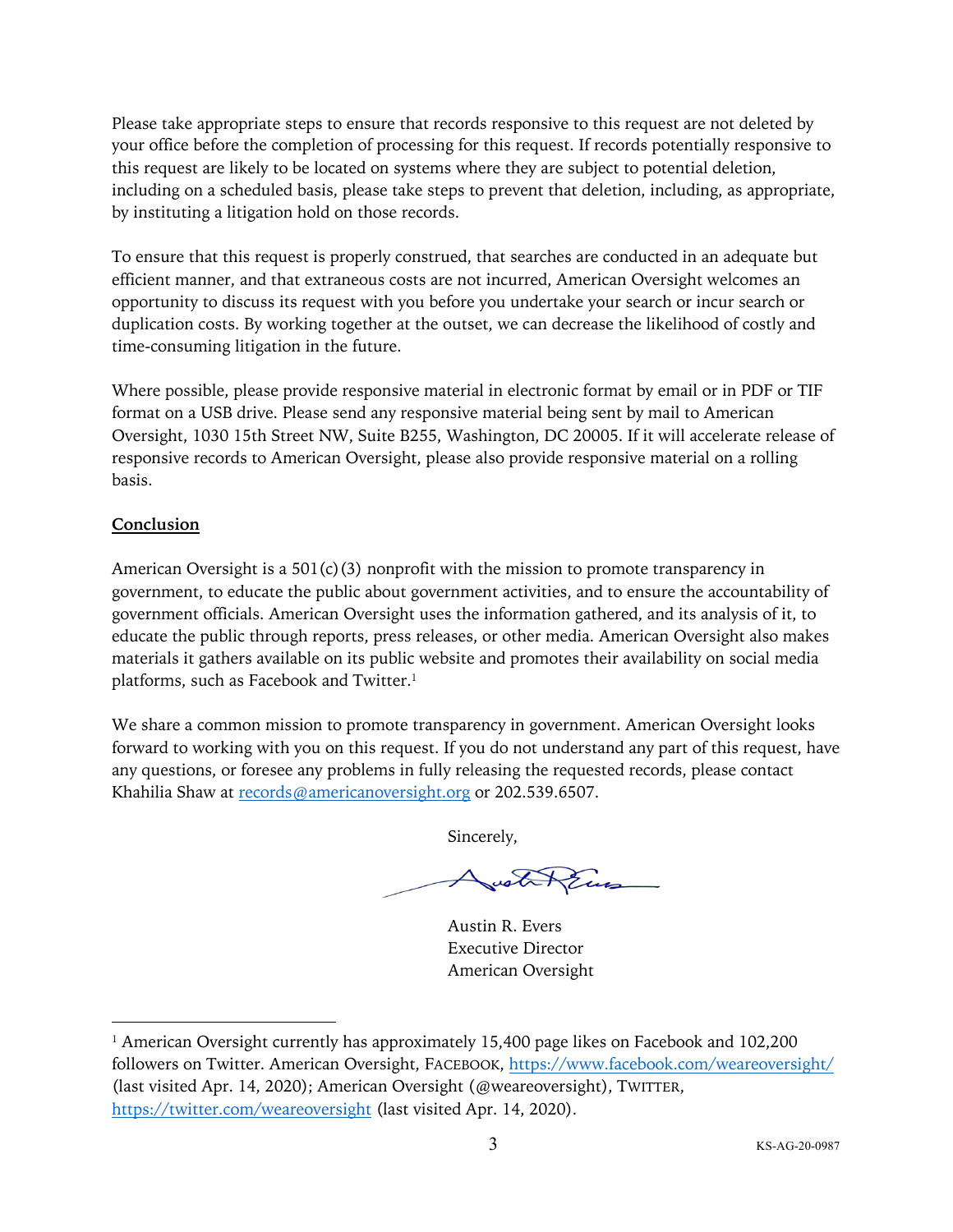Please take appropriate steps to ensure that records responsive to this request are not deleted by your office before the completion of processing for this request. If records potentially responsive to this request are likely to be located on systems where they are subject to potential deletion, including on a scheduled basis, please take steps to prevent that deletion, including, as appropriate, by instituting a litigation hold on those records.

To ensure that this request is properly construed, that searches are conducted in an adequate but efficient manner, and that extraneous costs are not incurred, American Oversight welcomes an opportunity to discuss its request with you before you undertake your search or incur search or duplication costs. By working together at the outset, we can decrease the likelihood of costly and time-consuming litigation in the future.

Where possible, please provide responsive material in electronic format by email or in PDF or TIF format on a USB drive. Please send any responsive material being sent by mail to American Oversight, 1030 15th Street NW, Suite B255, Washington, DC 20005. If it will accelerate release of responsive records to American Oversight, please also provide responsive material on a rolling basis.

**Conclusion**

American Oversight is a 501(c)(3) nonprofit with the mission to promote transparency in government, to educate the public about government activities, and to ensure the accountability of government officials. American Oversight uses the information gathered, and its analysis of it, to educate the public through reports, press releases, or other media. American Oversight also makes materials it gathers available on its public website and promotes their availability on social media platforms, such as Facebook and Twitter.[1]

We share a common mission to promote transparency in government. American Oversight looks forward to working with you on this request. If you do not understand any part of this request, have any questions, or foresee any problems in fully releasing the requested records, please contact Khahilia Shaw at records@americanoversight.org or 202.539.6507.

Sincerely,

Austin R. Evers
Executive Director
American Oversight

---

[1] American Oversight currently has approximately 15,400 page likes on Facebook and 102,200 followers on Twitter. American Oversight, FACEBOOK, https://www.facebook.com/weareoversight/ (last visited Apr. 14, 2020); American Oversight (@weareoversight), TWITTER, https://twitter.com/weareoversight (last visited Apr. 14, 2020).

KS-AG-20-0987